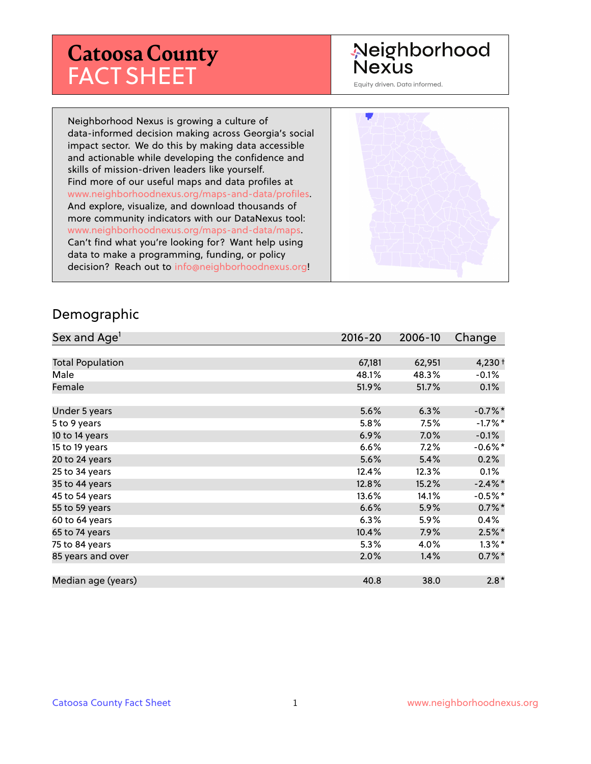# Catoosa County FACT SHEET

Neighborhood Nexus

Equity driven. Data informed.

Neighborhood Nexus is growing a culture of data-informed decision making across Georgia's social impact sector. We do this by making data accessible and actionable while developing the confidence and skills of mission-driven leaders like yourself. Find more of our useful maps and data profiles at www.neighborhoodnexus.org/maps-and-data/profiles. And explore, visualize, and download thousands of more community indicators with our DataNexus tool: www.neighborhoodnexus.org/maps-and-data/maps. Can't find what you're looking for? Want help using data to make a programming, funding, or policy decision? Reach out to info@neighborhoodnexus.org!

## Demographic

| Sex and Age[1] | 2016-20 | 2006-10 | Change |
|---|---|---|---|
| Total Population | 67,181 | 62,951 | 4,230 † |
| Male | 48.1% | 48.3% | -0.1% |
| Female | 51.9% | 51.7% | 0.1% |
| | | | |
| Under 5 years | 5.6% | 6.3% | -0.7% * |
| 5 to 9 years | 5.8% | 7.5% | -1.7% * |
| 10 to 14 years | 6.9% | 7.0% | -0.1% |
| 15 to 19 years | 6.6% | 7.2% | -0.6% * |
| 20 to 24 years | 5.6% | 5.4% | 0.2% |
| 25 to 34 years | 12.4% | 12.3% | 0.1% |
| 35 to 44 years | 12.8% | 15.2% | -2.4% * |
| 45 to 54 years | 13.6% | 14.1% | -0.5% * |
| 55 to 59 years | 6.6% | 5.9% | 0.7% * |
| 60 to 64 years | 6.3% | 5.9% | 0.4% |
| 65 to 74 years | 10.4% | 7.9% | 2.5% * |
| 75 to 84 years | 5.3% | 4.0% | 1.3% * |
| 85 years and over | 2.0% | 1.4% | 0.7% * |
| | | | |
| Median age (years) | 40.8 | 38.0 | 2.8 * |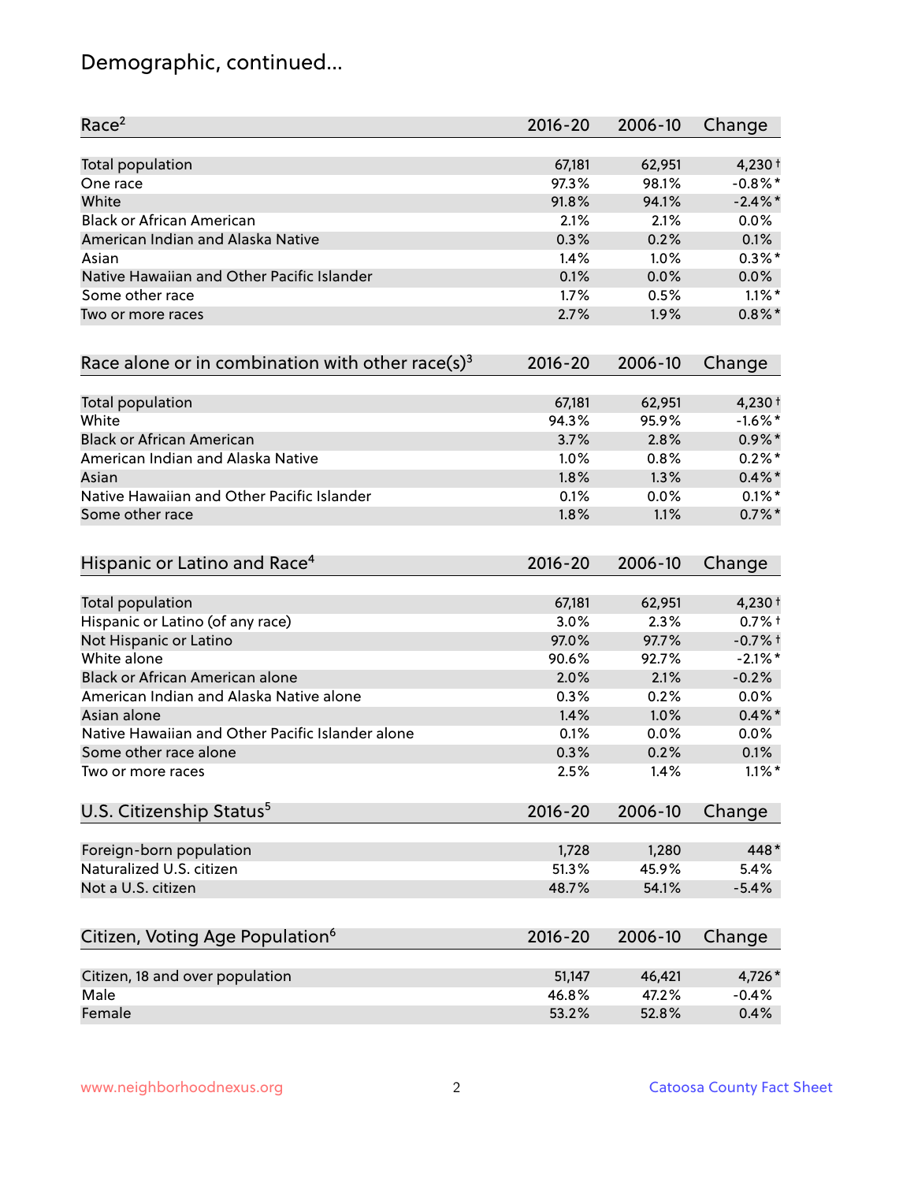# Demographic, continued...

| Race[2] | 2016-20 | 2006-10 | Change |
|---|---|---|---|
| Total population | 67,181 | 62,951 | 4,230† |
| One race | 97.3% | 98.1% | -0.8%* |
| White | 91.8% | 94.1% | -2.4%* |
| Black or African American | 2.1% | 2.1% | 0.0% |
| American Indian and Alaska Native | 0.3% | 0.2% | 0.1% |
| Asian | 1.4% | 1.0% | 0.3%* |
| Native Hawaiian and Other Pacific Islander | 0.1% | 0.0% | 0.0% |
| Some other race | 1.7% | 0.5% | 1.1%* |
| Two or more races | 2.7% | 1.9% | 0.8%* |

| Race alone or in combination with other race(s)[3] | 2016-20 | 2006-10 | Change |
|---|---|---|---|
| Total population | 67,181 | 62,951 | 4,230† |
| White | 94.3% | 95.9% | -1.6%* |
| Black or African American | 3.7% | 2.8% | 0.9%* |
| American Indian and Alaska Native | 1.0% | 0.8% | 0.2%* |
| Asian | 1.8% | 1.3% | 0.4%* |
| Native Hawaiian and Other Pacific Islander | 0.1% | 0.0% | 0.1%* |
| Some other race | 1.8% | 1.1% | 0.7%* |

| Hispanic or Latino and Race[4] | 2016-20 | 2006-10 | Change |
|---|---|---|---|
| Total population | 67,181 | 62,951 | 4,230† |
| Hispanic or Latino (of any race) | 3.0% | 2.3% | 0.7%† |
| Not Hispanic or Latino | 97.0% | 97.7% | -0.7%† |
| White alone | 90.6% | 92.7% | -2.1%* |
| Black or African American alone | 2.0% | 2.1% | -0.2% |
| American Indian and Alaska Native alone | 0.3% | 0.2% | 0.0% |
| Asian alone | 1.4% | 1.0% | 0.4%* |
| Native Hawaiian and Other Pacific Islander alone | 0.1% | 0.0% | 0.0% |
| Some other race alone | 0.3% | 0.2% | 0.1% |
| Two or more races | 2.5% | 1.4% | 1.1%* |

| U.S. Citizenship Status[5] | 2016-20 | 2006-10 | Change |
|---|---|---|---|
| Foreign-born population | 1,728 | 1,280 | 448* |
| Naturalized U.S. citizen | 51.3% | 45.9% | 5.4% |
| Not a U.S. citizen | 48.7% | 54.1% | -5.4% |

| Citizen, Voting Age Population[6] | 2016-20 | 2006-10 | Change |
|---|---|---|---|
| Citizen, 18 and over population | 51,147 | 46,421 | 4,726* |
| Male | 46.8% | 47.2% | -0.4% |
| Female | 53.2% | 52.8% | 0.4% |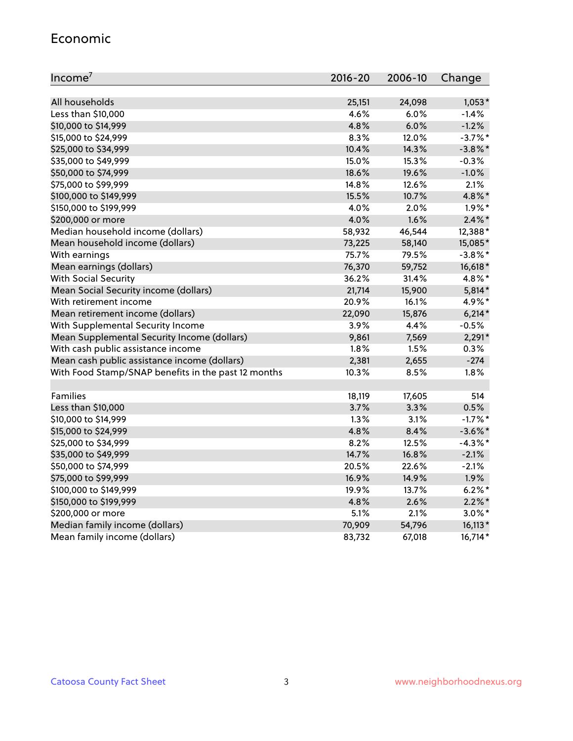## Economic

| Income[7] | 2016-20 | 2006-10 | Change |
|---|---|---|---|
| All households | 25,151 | 24,098 | 1,053* |
| Less than $10,000 | 4.6% | 6.0% | -1.4% |
| $10,000 to $14,999 | 4.8% | 6.0% | -1.2% |
| $15,000 to $24,999 | 8.3% | 12.0% | -3.7%* |
| $25,000 to $34,999 | 10.4% | 14.3% | -3.8%* |
| $35,000 to $49,999 | 15.0% | 15.3% | -0.3% |
| $50,000 to $74,999 | 18.6% | 19.6% | -1.0% |
| $75,000 to $99,999 | 14.8% | 12.6% | 2.1% |
| $100,000 to $149,999 | 15.5% | 10.7% | 4.8%* |
| $150,000 to $199,999 | 4.0% | 2.0% | 1.9%* |
| $200,000 or more | 4.0% | 1.6% | 2.4%* |
| Median household income (dollars) | 58,932 | 46,544 | 12,388* |
| Mean household income (dollars) | 73,225 | 58,140 | 15,085* |
| With earnings | 75.7% | 79.5% | -3.8%* |
| Mean earnings (dollars) | 76,370 | 59,752 | 16,618* |
| With Social Security | 36.2% | 31.4% | 4.8%* |
| Mean Social Security income (dollars) | 21,714 | 15,900 | 5,814* |
| With retirement income | 20.9% | 16.1% | 4.9%* |
| Mean retirement income (dollars) | 22,090 | 15,876 | 6,214* |
| With Supplemental Security Income | 3.9% | 4.4% | -0.5% |
| Mean Supplemental Security Income (dollars) | 9,861 | 7,569 | 2,291* |
| With cash public assistance income | 1.8% | 1.5% | 0.3% |
| Mean cash public assistance income (dollars) | 2,381 | 2,655 | -274 |
| With Food Stamp/SNAP benefits in the past 12 months | 10.3% | 8.5% | 1.8% |
| | | | |
| Families | 18,119 | 17,605 | 514 |
| Less than $10,000 | 3.7% | 3.3% | 0.5% |
| $10,000 to $14,999 | 1.3% | 3.1% | -1.7%* |
| $15,000 to $24,999 | 4.8% | 8.4% | -3.6%* |
| $25,000 to $34,999 | 8.2% | 12.5% | -4.3%* |
| $35,000 to $49,999 | 14.7% | 16.8% | -2.1% |
| $50,000 to $74,999 | 20.5% | 22.6% | -2.1% |
| $75,000 to $99,999 | 16.9% | 14.9% | 1.9% |
| $100,000 to $149,999 | 19.9% | 13.7% | 6.2%* |
| $150,000 to $199,999 | 4.8% | 2.6% | 2.2%* |
| $200,000 or more | 5.1% | 2.1% | 3.0%* |
| Median family income (dollars) | 70,909 | 54,796 | 16,113* |
| Mean family income (dollars) | 83,732 | 67,018 | 16,714* |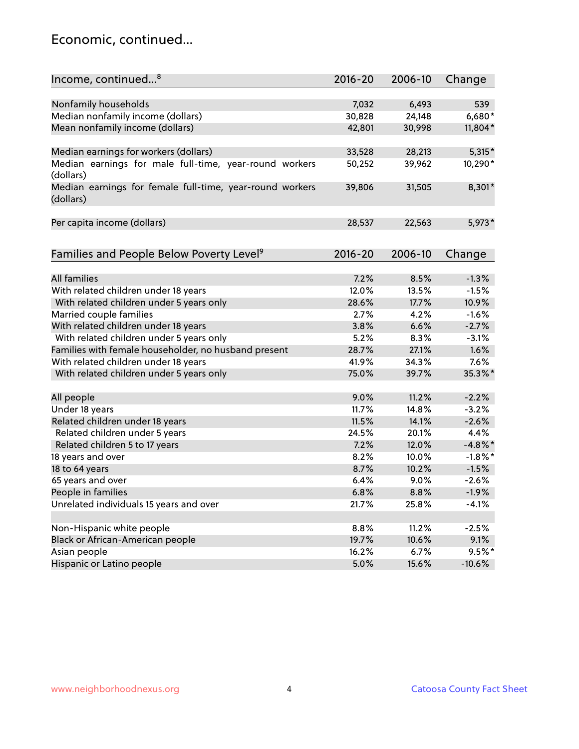# Economic, continued...

| Income, continued...[8] | 2016-20 | 2006-10 | Change |
|---|---|---|---|
| Nonfamily households | 7,032 | 6,493 | 539 |
| Median nonfamily income (dollars) | 30,828 | 24,148 | 6,680* |
| Mean nonfamily income (dollars) | 42,801 | 30,998 | 11,804* |
| Median earnings for workers (dollars) | 33,528 | 28,213 | 5,315* |
| Median earnings for male full-time, year-round workers (dollars) | 50,252 | 39,962 | 10,290* |
| Median earnings for female full-time, year-round workers (dollars) | 39,806 | 31,505 | 8,301* |
| Per capita income (dollars) | 28,537 | 22,563 | 5,973* |

| Families and People Below Poverty Level[9] | 2016-20 | 2006-10 | Change |
|---|---|---|---|
| All families | 7.2% | 8.5% | -1.3% |
| With related children under 18 years | 12.0% | 13.5% | -1.5% |
| With related children under 5 years only | 28.6% | 17.7% | 10.9% |
| Married couple families | 2.7% | 4.2% | -1.6% |
| With related children under 18 years | 3.8% | 6.6% | -2.7% |
| With related children under 5 years only | 5.2% | 8.3% | -3.1% |
| Families with female householder, no husband present | 28.7% | 27.1% | 1.6% |
| With related children under 18 years | 41.9% | 34.3% | 7.6% |
| With related children under 5 years only | 75.0% | 39.7% | 35.3%* |
| All people | 9.0% | 11.2% | -2.2% |
| Under 18 years | 11.7% | 14.8% | -3.2% |
| Related children under 18 years | 11.5% | 14.1% | -2.6% |
| Related children under 5 years | 24.5% | 20.1% | 4.4% |
| Related children 5 to 17 years | 7.2% | 12.0% | -4.8%* |
| 18 years and over | 8.2% | 10.0% | -1.8%* |
| 18 to 64 years | 8.7% | 10.2% | -1.5% |
| 65 years and over | 6.4% | 9.0% | -2.6% |
| People in families | 6.8% | 8.8% | -1.9% |
| Unrelated individuals 15 years and over | 21.7% | 25.8% | -4.1% |
| Non-Hispanic white people | 8.8% | 11.2% | -2.5% |
| Black or African-American people | 19.7% | 10.6% | 9.1% |
| Asian people | 16.2% | 6.7% | 9.5%* |
| Hispanic or Latino people | 5.0% | 15.6% | -10.6% |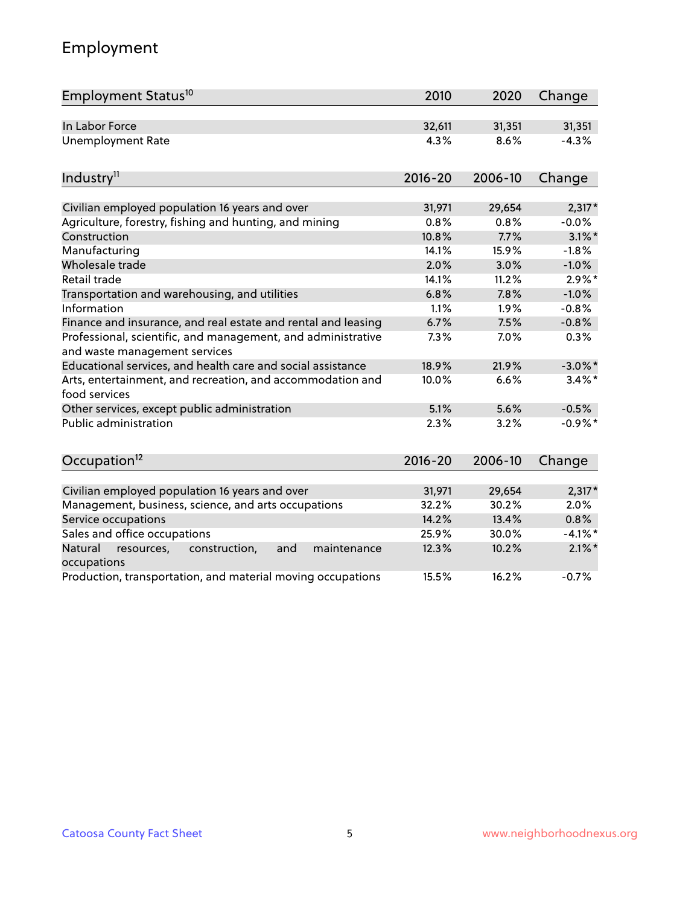## Employment

| Employment Status[10] | 2010 | 2020 | Change |
|---|---|---|---|
| In Labor Force | 32,611 | 31,351 | 31,351 |
| Unemployment Rate | 4.3% | 8.6% | -4.3% |

| Industry[11] | 2016-20 | 2006-10 | Change |
|---|---|---|---|
| Civilian employed population 16 years and over | 31,971 | 29,654 | 2,317* |
| Agriculture, forestry, fishing and hunting, and mining | 0.8% | 0.8% | -0.0% |
| Construction | 10.8% | 7.7% | 3.1%* |
| Manufacturing | 14.1% | 15.9% | -1.8% |
| Wholesale trade | 2.0% | 3.0% | -1.0% |
| Retail trade | 14.1% | 11.2% | 2.9%* |
| Transportation and warehousing, and utilities | 6.8% | 7.8% | -1.0% |
| Information | 1.1% | 1.9% | -0.8% |
| Finance and insurance, and real estate and rental and leasing | 6.7% | 7.5% | -0.8% |
| Professional, scientific, and management, and administrative and waste management services | 7.3% | 7.0% | 0.3% |
| Educational services, and health care and social assistance | 18.9% | 21.9% | -3.0%* |
| Arts, entertainment, and recreation, and accommodation and food services | 10.0% | 6.6% | 3.4%* |
| Other services, except public administration | 5.1% | 5.6% | -0.5% |
| Public administration | 2.3% | 3.2% | -0.9%* |

| Occupation[12] | 2016-20 | 2006-10 | Change |
|---|---|---|---|
| Civilian employed population 16 years and over | 31,971 | 29,654 | 2,317* |
| Management, business, science, and arts occupations | 32.2% | 30.2% | 2.0% |
| Service occupations | 14.2% | 13.4% | 0.8% |
| Sales and office occupations | 25.9% | 30.0% | -4.1%* |
| Natural resources, construction, and maintenance occupations | 12.3% | 10.2% | 2.1%* |
| Production, transportation, and material moving occupations | 15.5% | 16.2% | -0.7% |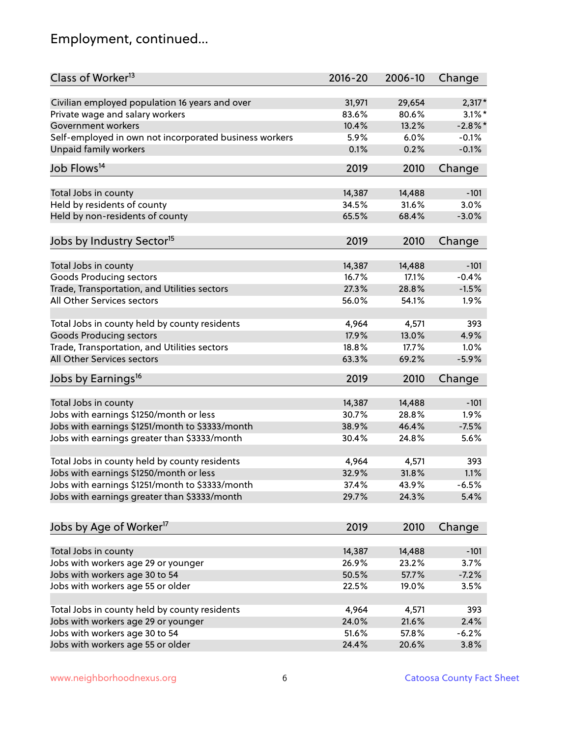## Employment, continued...

| Class of Worker[13] | 2016-20 | 2006-10 | Change |
|---|---|---|---|
| Civilian employed population 16 years and over | 31,971 | 29,654 | 2,317* |
| Private wage and salary workers | 83.6% | 80.6% | 3.1%* |
| Government workers | 10.4% | 13.2% | -2.8%* |
| Self-employed in own not incorporated business workers | 5.9% | 6.0% | -0.1% |
| Unpaid family workers | 0.1% | 0.2% | -0.1% |

| Job Flows[14] | 2019 | 2010 | Change |
|---|---|---|---|
| Total Jobs in county | 14,387 | 14,488 | -101 |
| Held by residents of county | 34.5% | 31.6% | 3.0% |
| Held by non-residents of county | 65.5% | 68.4% | -3.0% |

| Jobs by Industry Sector[15] | 2019 | 2010 | Change |
|---|---|---|---|
| Total Jobs in county | 14,387 | 14,488 | -101 |
| Goods Producing sectors | 16.7% | 17.1% | -0.4% |
| Trade, Transportation, and Utilities sectors | 27.3% | 28.8% | -1.5% |
| All Other Services sectors | 56.0% | 54.1% | 1.9% |
| | | | |
| Total Jobs in county held by county residents | 4,964 | 4,571 | 393 |
| Goods Producing sectors | 17.9% | 13.0% | 4.9% |
| Trade, Transportation, and Utilities sectors | 18.8% | 17.7% | 1.0% |
| All Other Services sectors | 63.3% | 69.2% | -5.9% |

| Jobs by Earnings[16] | 2019 | 2010 | Change |
|---|---|---|---|
| Total Jobs in county | 14,387 | 14,488 | -101 |
| Jobs with earnings $1250/month or less | 30.7% | 28.8% | 1.9% |
| Jobs with earnings $1251/month to $3333/month | 38.9% | 46.4% | -7.5% |
| Jobs with earnings greater than $3333/month | 30.4% | 24.8% | 5.6% |
| | | | |
| Total Jobs in county held by county residents | 4,964 | 4,571 | 393 |
| Jobs with earnings $1250/month or less | 32.9% | 31.8% | 1.1% |
| Jobs with earnings $1251/month to $3333/month | 37.4% | 43.9% | -6.5% |
| Jobs with earnings greater than $3333/month | 29.7% | 24.3% | 5.4% |

| Jobs by Age of Worker[17] | 2019 | 2010 | Change |
|---|---|---|---|
| Total Jobs in county | 14,387 | 14,488 | -101 |
| Jobs with workers age 29 or younger | 26.9% | 23.2% | 3.7% |
| Jobs with workers age 30 to 54 | 50.5% | 57.7% | -7.2% |
| Jobs with workers age 55 or older | 22.5% | 19.0% | 3.5% |
| | | | |
| Total Jobs in county held by county residents | 4,964 | 4,571 | 393 |
| Jobs with workers age 29 or younger | 24.0% | 21.6% | 2.4% |
| Jobs with workers age 30 to 54 | 51.6% | 57.8% | -6.2% |
| Jobs with workers age 55 or older | 24.4% | 20.6% | 3.8% |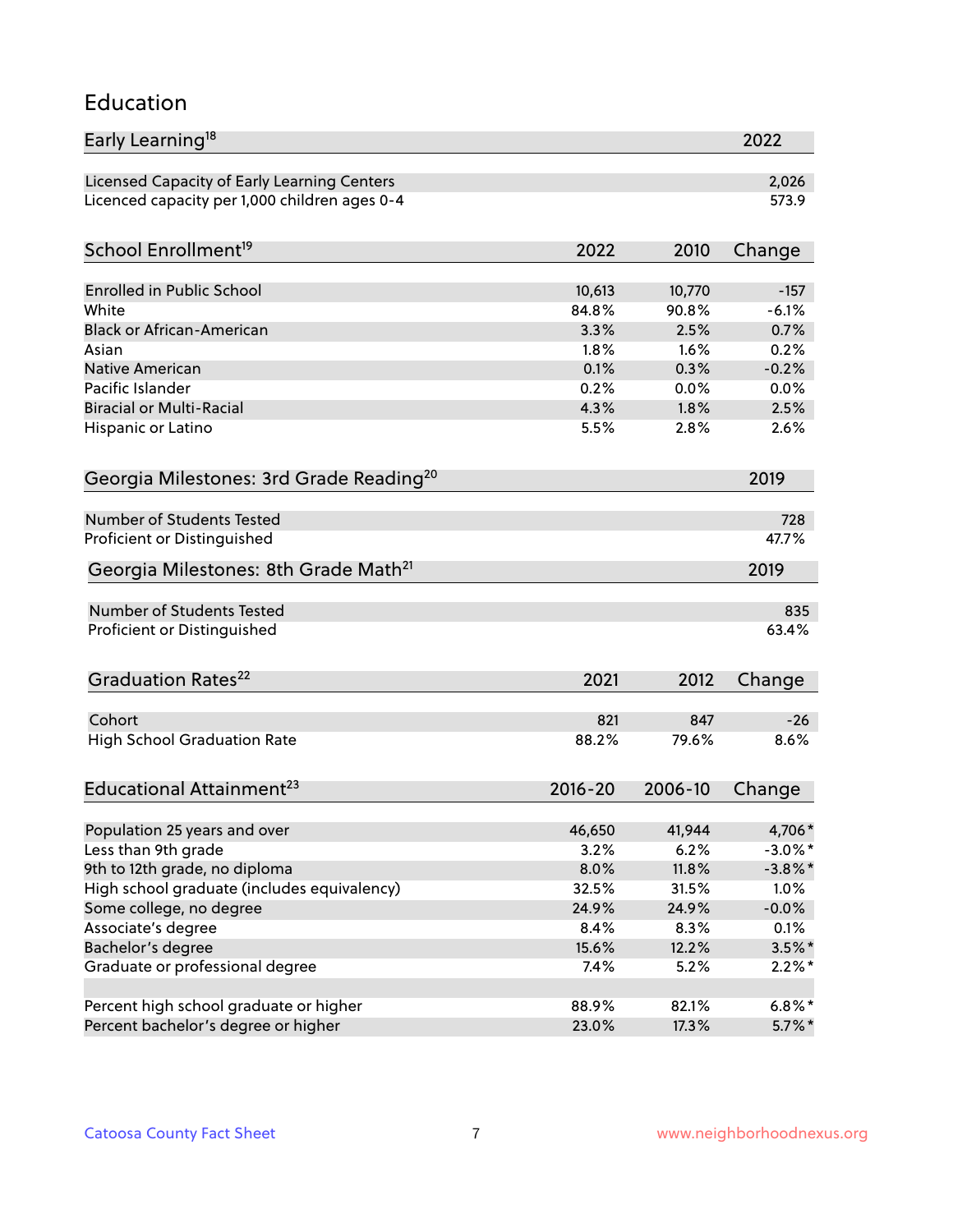## Education

| Early Learning[18] | 2022 |
|---|---|
| Licensed Capacity of Early Learning Centers | 2,026 |
| Licenced capacity per 1,000 children ages 0-4 | 573.9 |

| School Enrollment[19] | 2022 | 2010 | Change |
|---|---|---|---|
| Enrolled in Public School | 10,613 | 10,770 | -157 |
| White | 84.8% | 90.8% | -6.1% |
| Black or African-American | 3.3% | 2.5% | 0.7% |
| Asian | 1.8% | 1.6% | 0.2% |
| Native American | 0.1% | 0.3% | -0.2% |
| Pacific Islander | 0.2% | 0.0% | 0.0% |
| Biracial or Multi-Racial | 4.3% | 1.8% | 2.5% |
| Hispanic or Latino | 5.5% | 2.8% | 2.6% |

| Georgia Milestones: 3rd Grade Reading[20] | 2019 |
|---|---|
| Number of Students Tested | 728 |
| Proficient or Distinguished | 47.7% |

| Georgia Milestones: 8th Grade Math[21] | 2019 |
|---|---|
| Number of Students Tested | 835 |
| Proficient or Distinguished | 63.4% |

| Graduation Rates[22] | 2021 | 2012 | Change |
|---|---|---|---|
| Cohort | 821 | 847 | -26 |
| High School Graduation Rate | 88.2% | 79.6% | 8.6% |

| Educational Attainment[23] | 2016-20 | 2006-10 | Change |
|---|---|---|---|
| Population 25 years and over | 46,650 | 41,944 | 4,706* |
| Less than 9th grade | 3.2% | 6.2% | -3.0%* |
| 9th to 12th grade, no diploma | 8.0% | 11.8% | -3.8%* |
| High school graduate (includes equivalency) | 32.5% | 31.5% | 1.0% |
| Some college, no degree | 24.9% | 24.9% | -0.0% |
| Associate's degree | 8.4% | 8.3% | 0.1% |
| Bachelor's degree | 15.6% | 12.2% | 3.5%* |
| Graduate or professional degree | 7.4% | 5.2% | 2.2%* |
| | | | |
| Percent high school graduate or higher | 88.9% | 82.1% | 6.8%* |
| Percent bachelor's degree or higher | 23.0% | 17.3% | 5.7%* |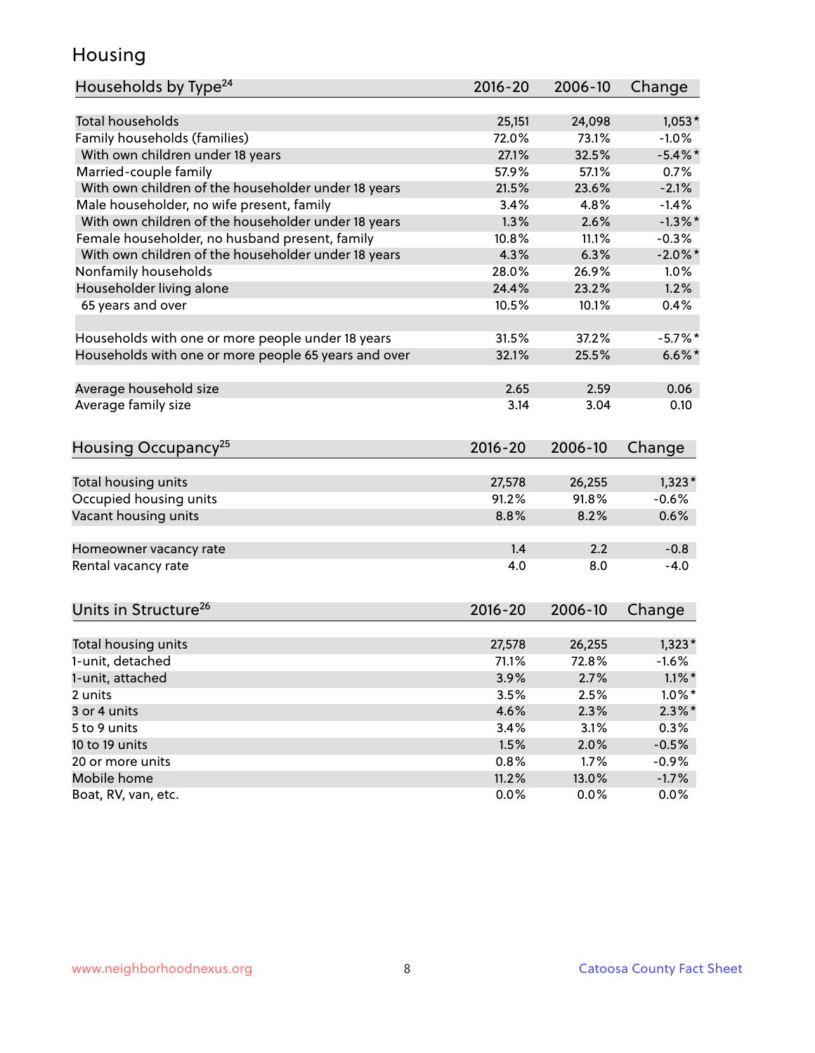# Housing

| Households by Type[24] | 2016-20 | 2006-10 | Change |
|---|---|---|---|
| Total households | 25,151 | 24,098 | 1,053* |
| Family households (families) | 72.0% | 73.1% | -1.0% |
| With own children under 18 years | 27.1% | 32.5% | -5.4%* |
| Married-couple family | 57.9% | 57.1% | 0.7% |
| With own children of the householder under 18 years | 21.5% | 23.6% | -2.1% |
| Male householder, no wife present, family | 3.4% | 4.8% | -1.4% |
| With own children of the householder under 18 years | 1.3% | 2.6% | -1.3%* |
| Female householder, no husband present, family | 10.8% | 11.1% | -0.3% |
| With own children of the householder under 18 years | 4.3% | 6.3% | -2.0%* |
| Nonfamily households | 28.0% | 26.9% | 1.0% |
| Householder living alone | 24.4% | 23.2% | 1.2% |
| 65 years and over | 10.5% | 10.1% | 0.4% |
| | | | |
| Households with one or more people under 18 years | 31.5% | 37.2% | -5.7%* |
| Households with one or more people 65 years and over | 32.1% | 25.5% | 6.6%* |
| | | | |
| Average household size | 2.65 | 2.59 | 0.06 |
| Average family size | 3.14 | 3.04 | 0.10 |

| Housing Occupancy[25] | 2016-20 | 2006-10 | Change |
|---|---|---|---|
| Total housing units | 27,578 | 26,255 | 1,323* |
| Occupied housing units | 91.2% | 91.8% | -0.6% |
| Vacant housing units | 8.8% | 8.2% | 0.6% |
| | | | |
| Homeowner vacancy rate | 1.4 | 2.2 | -0.8 |
| Rental vacancy rate | 4.0 | 8.0 | -4.0 |

| Units in Structure[26] | 2016-20 | 2006-10 | Change |
|---|---|---|---|
| Total housing units | 27,578 | 26,255 | 1,323* |
| 1-unit, detached | 71.1% | 72.8% | -1.6% |
| 1-unit, attached | 3.9% | 2.7% | 1.1%* |
| 2 units | 3.5% | 2.5% | 1.0%* |
| 3 or 4 units | 4.6% | 2.3% | 2.3%* |
| 5 to 9 units | 3.4% | 3.1% | 0.3% |
| 10 to 19 units | 1.5% | 2.0% | -0.5% |
| 20 or more units | 0.8% | 1.7% | -0.9% |
| Mobile home | 11.2% | 13.0% | -1.7% |
| Boat, RV, van, etc. | 0.0% | 0.0% | 0.0% |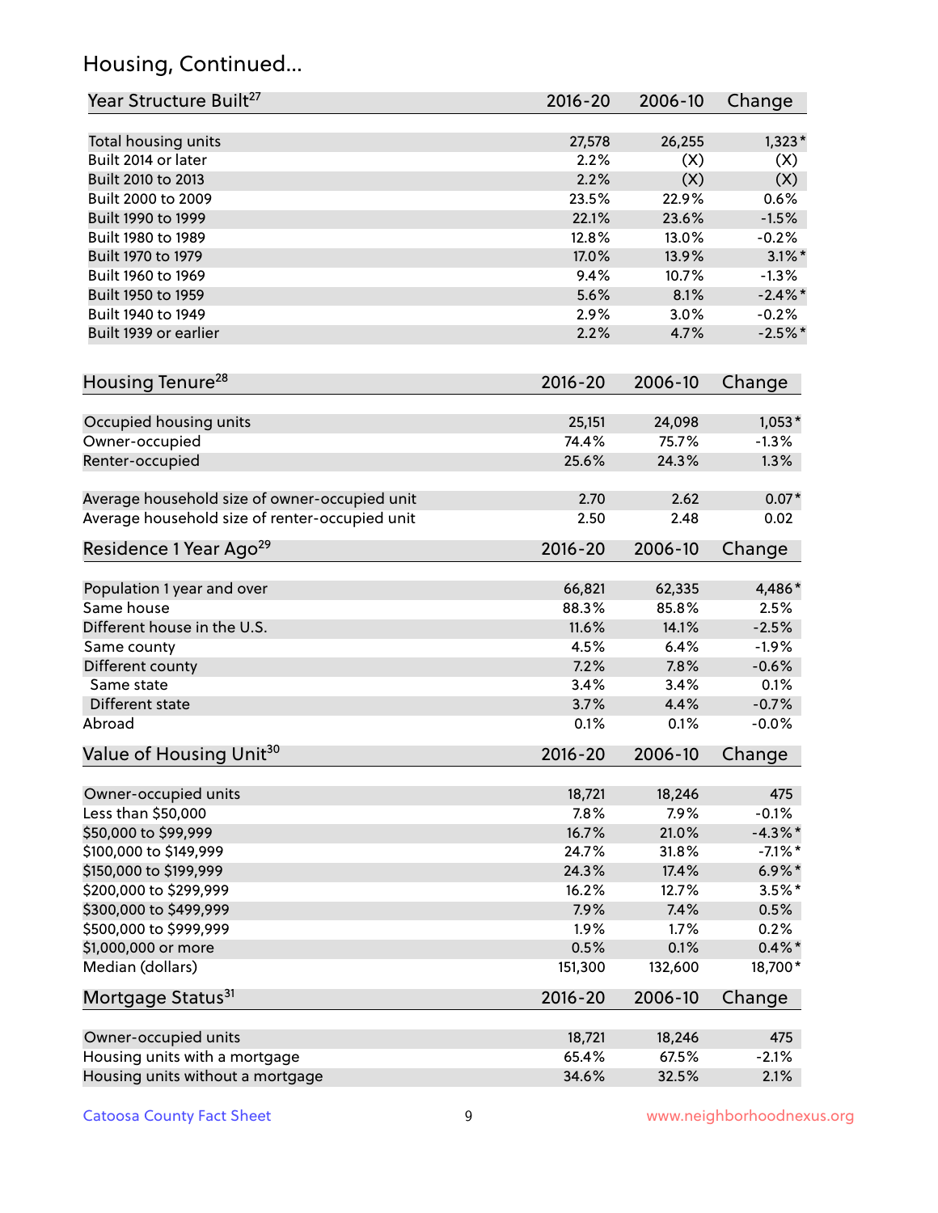## Housing, Continued...

| Year Structure Built[27] | 2016-20 | 2006-10 | Change |
|---|---|---|---|
| Total housing units | 27,578 | 26,255 | 1,323* |
| Built 2014 or later | 2.2% | (X) | (X) |
| Built 2010 to 2013 | 2.2% | (X) | (X) |
| Built 2000 to 2009 | 23.5% | 22.9% | 0.6% |
| Built 1990 to 1999 | 22.1% | 23.6% | -1.5% |
| Built 1980 to 1989 | 12.8% | 13.0% | -0.2% |
| Built 1970 to 1979 | 17.0% | 13.9% | 3.1%* |
| Built 1960 to 1969 | 9.4% | 10.7% | -1.3% |
| Built 1950 to 1959 | 5.6% | 8.1% | -2.4%* |
| Built 1940 to 1949 | 2.9% | 3.0% | -0.2% |
| Built 1939 or earlier | 2.2% | 4.7% | -2.5%* |

| Housing Tenure[28] | 2016-20 | 2006-10 | Change |
|---|---|---|---|
| Occupied housing units | 25,151 | 24,098 | 1,053* |
| Owner-occupied | 74.4% | 75.7% | -1.3% |
| Renter-occupied | 25.6% | 24.3% | 1.3% |
| Average household size of owner-occupied unit | 2.70 | 2.62 | 0.07* |
| Average household size of renter-occupied unit | 2.50 | 2.48 | 0.02 |

| Residence 1 Year Ago[29] | 2016-20 | 2006-10 | Change |
|---|---|---|---|
| Population 1 year and over | 66,821 | 62,335 | 4,486* |
| Same house | 88.3% | 85.8% | 2.5% |
| Different house in the U.S. | 11.6% | 14.1% | -2.5% |
| Same county | 4.5% | 6.4% | -1.9% |
| Different county | 7.2% | 7.8% | -0.6% |
| Same state | 3.4% | 3.4% | 0.1% |
| Different state | 3.7% | 4.4% | -0.7% |
| Abroad | 0.1% | 0.1% | -0.0% |

| Value of Housing Unit[30] | 2016-20 | 2006-10 | Change |
|---|---|---|---|
| Owner-occupied units | 18,721 | 18,246 | 475 |
| Less than $50,000 | 7.8% | 7.9% | -0.1% |
| $50,000 to $99,999 | 16.7% | 21.0% | -4.3%* |
| $100,000 to $149,999 | 24.7% | 31.8% | -7.1%* |
| $150,000 to $199,999 | 24.3% | 17.4% | 6.9%* |
| $200,000 to $299,999 | 16.2% | 12.7% | 3.5%* |
| $300,000 to $499,999 | 7.9% | 7.4% | 0.5% |
| $500,000 to $999,999 | 1.9% | 1.7% | 0.2% |
| $1,000,000 or more | 0.5% | 0.1% | 0.4%* |
| Median (dollars) | 151,300 | 132,600 | 18,700* |

| Mortgage Status[31] | 2016-20 | 2006-10 | Change |
|---|---|---|---|
| Owner-occupied units | 18,721 | 18,246 | 475 |
| Housing units with a mortgage | 65.4% | 67.5% | -2.1% |
| Housing units without a mortgage | 34.6% | 32.5% | 2.1% |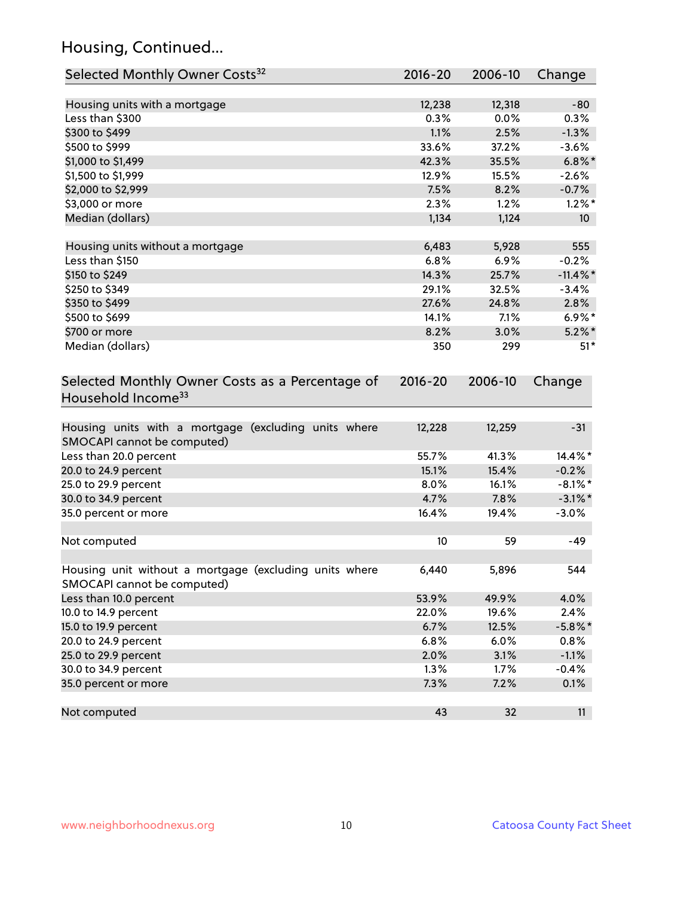## Housing, Continued...

| Selected Monthly Owner Costs[32] | 2016-20 | 2006-10 | Change |
|---|---|---|---|
| Housing units with a mortgage | 12,238 | 12,318 | -80 |
| Less than $300 | 0.3% | 0.0% | 0.3% |
| $300 to $499 | 1.1% | 2.5% | -1.3% |
| $500 to $999 | 33.6% | 37.2% | -3.6% |
| $1,000 to $1,499 | 42.3% | 35.5% | 6.8%* |
| $1,500 to $1,999 | 12.9% | 15.5% | -2.6% |
| $2,000 to $2,999 | 7.5% | 8.2% | -0.7% |
| $3,000 or more | 2.3% | 1.2% | 1.2%* |
| Median (dollars) | 1,134 | 1,124 | 10 |
| | | | |
| Housing units without a mortgage | 6,483 | 5,928 | 555 |
| Less than $150 | 6.8% | 6.9% | -0.2% |
| $150 to $249 | 14.3% | 25.7% | -11.4%* |
| $250 to $349 | 29.1% | 32.5% | -3.4% |
| $350 to $499 | 27.6% | 24.8% | 2.8% |
| $500 to $699 | 14.1% | 7.1% | 6.9%* |
| $700 or more | 8.2% | 3.0% | 5.2%* |
| Median (dollars) | 350 | 299 | 51* |

| Selected Monthly Owner Costs as a Percentage of Household Income[33] | 2016-20 | 2006-10 | Change |
|---|---|---|---|
| Housing units with a mortgage (excluding units where SMOCAPI cannot be computed) | 12,228 | 12,259 | -31 |
| Less than 20.0 percent | 55.7% | 41.3% | 14.4%* |
| 20.0 to 24.9 percent | 15.1% | 15.4% | -0.2% |
| 25.0 to 29.9 percent | 8.0% | 16.1% | -8.1%* |
| 30.0 to 34.9 percent | 4.7% | 7.8% | -3.1%* |
| 35.0 percent or more | 16.4% | 19.4% | -3.0% |
| | | | |
| Not computed | 10 | 59 | -49 |
| | | | |
| Housing unit without a mortgage (excluding units where SMOCAPI cannot be computed) | 6,440 | 5,896 | 544 |
| Less than 10.0 percent | 53.9% | 49.9% | 4.0% |
| 10.0 to 14.9 percent | 22.0% | 19.6% | 2.4% |
| 15.0 to 19.9 percent | 6.7% | 12.5% | -5.8%* |
| 20.0 to 24.9 percent | 6.8% | 6.0% | 0.8% |
| 25.0 to 29.9 percent | 2.0% | 3.1% | -1.1% |
| 30.0 to 34.9 percent | 1.3% | 1.7% | -0.4% |
| 35.0 percent or more | 7.3% | 7.2% | 0.1% |
| | | | |
| Not computed | 43 | 32 | 11 |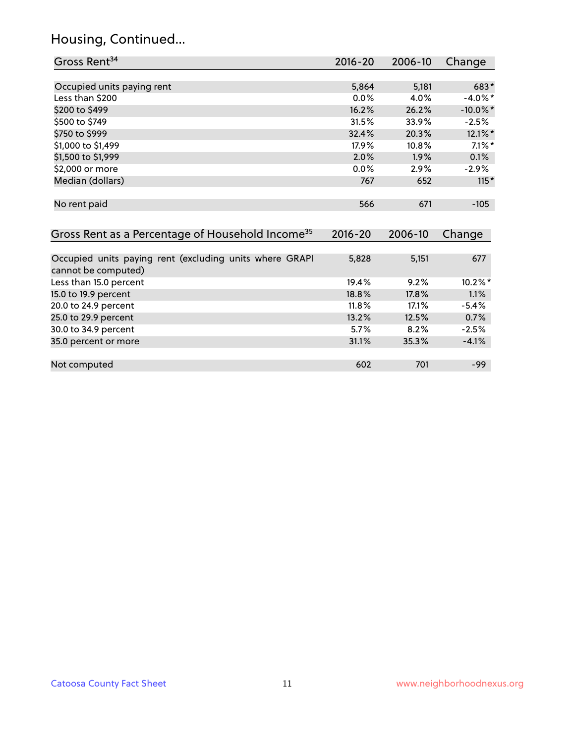## Housing, Continued...

| Gross Rent[34] | 2016-20 | 2006-10 | Change |
|---|---|---|---|
| Occupied units paying rent | 5,864 | 5,181 | 683* |
| Less than $200 | 0.0% | 4.0% | -4.0%* |
| $200 to $499 | 16.2% | 26.2% | -10.0%* |
| $500 to $749 | 31.5% | 33.9% | -2.5% |
| $750 to $999 | 32.4% | 20.3% | 12.1%* |
| $1,000 to $1,499 | 17.9% | 10.8% | 7.1%* |
| $1,500 to $1,999 | 2.0% | 1.9% | 0.1% |
| $2,000 or more | 0.0% | 2.9% | -2.9% |
| Median (dollars) | 767 | 652 | 115* |
| No rent paid | 566 | 671 | -105 |

| Gross Rent as a Percentage of Household Income[35] | 2016-20 | 2006-10 | Change |
|---|---|---|---|
| Occupied units paying rent (excluding units where GRAPI cannot be computed) | 5,828 | 5,151 | 677 |
| Less than 15.0 percent | 19.4% | 9.2% | 10.2%* |
| 15.0 to 19.9 percent | 18.8% | 17.8% | 1.1% |
| 20.0 to 24.9 percent | 11.8% | 17.1% | -5.4% |
| 25.0 to 29.9 percent | 13.2% | 12.5% | 0.7% |
| 30.0 to 34.9 percent | 5.7% | 8.2% | -2.5% |
| 35.0 percent or more | 31.1% | 35.3% | -4.1% |
| Not computed | 602 | 701 | -99 |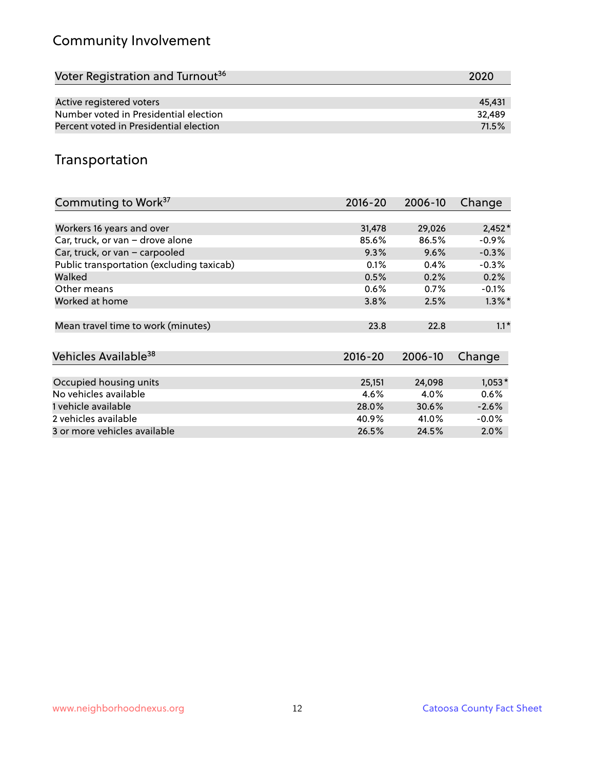## Community Involvement

| Voter Registration and Turnout[36] | 2020 |
|---|---|
| Active registered voters | 45,431 |
| Number voted in Presidential election | 32,489 |
| Percent voted in Presidential election | 71.5% |

## Transportation

| Commuting to Work[37] | 2016-20 | 2006-10 | Change |
|---|---|---|---|
| Workers 16 years and over | 31,478 | 29,026 | 2,452* |
| Car, truck, or van – drove alone | 85.6% | 86.5% | -0.9% |
| Car, truck, or van – carpooled | 9.3% | 9.6% | -0.3% |
| Public transportation (excluding taxicab) | 0.1% | 0.4% | -0.3% |
| Walked | 0.5% | 0.2% | 0.2% |
| Other means | 0.6% | 0.7% | -0.1% |
| Worked at home | 3.8% | 2.5% | 1.3%* |
| Mean travel time to work (minutes) | 23.8 | 22.8 | 1.1* |

| Vehicles Available[38] | 2016-20 | 2006-10 | Change |
|---|---|---|---|
| Occupied housing units | 25,151 | 24,098 | 1,053* |
| No vehicles available | 4.6% | 4.0% | 0.6% |
| 1 vehicle available | 28.0% | 30.6% | -2.6% |
| 2 vehicles available | 40.9% | 41.0% | -0.0% |
| 3 or more vehicles available | 26.5% | 24.5% | 2.0% |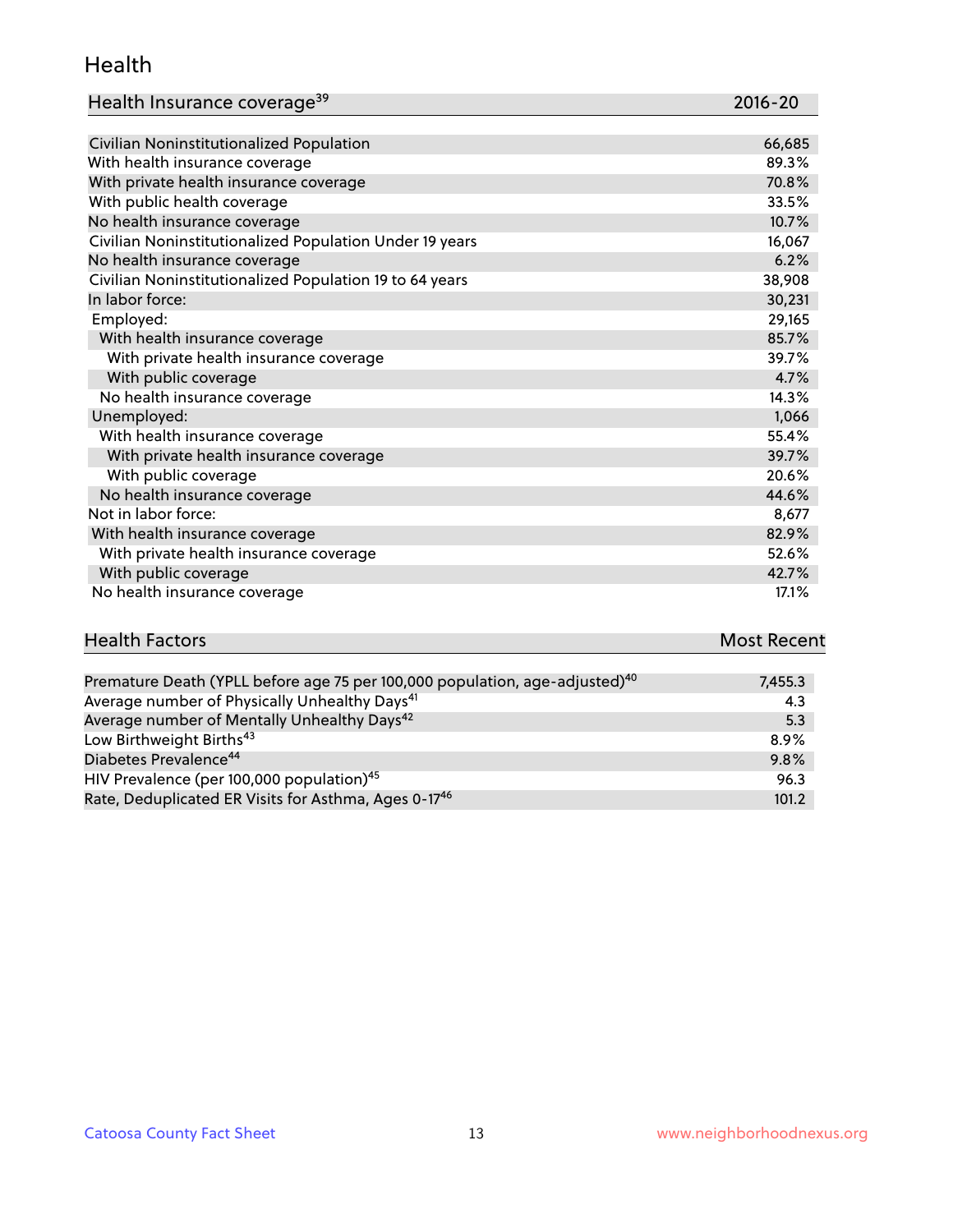## Health

| Health Insurance coverage[39] | 2016-20 |
| --- | --- |
| Civilian Noninstitutionalized Population | 66,685 |
| With health insurance coverage | 89.3% |
| With private health insurance coverage | 70.8% |
| With public health coverage | 33.5% |
| No health insurance coverage | 10.7% |
| Civilian Noninstitutionalized Population Under 19 years | 16,067 |
| No health insurance coverage | 6.2% |
| Civilian Noninstitutionalized Population 19 to 64 years | 38,908 |
| In labor force: | 30,231 |
| Employed: | 29,165 |
| With health insurance coverage | 85.7% |
| With private health insurance coverage | 39.7% |
| With public coverage | 4.7% |
| No health insurance coverage | 14.3% |
| Unemployed: | 1,066 |
| With health insurance coverage | 55.4% |
| With private health insurance coverage | 39.7% |
| With public coverage | 20.6% |
| No health insurance coverage | 44.6% |
| Not in labor force: | 8,677 |
| With health insurance coverage | 82.9% |
| With private health insurance coverage | 52.6% |
| With public coverage | 42.7% |
| No health insurance coverage | 17.1% |

| Health Factors | Most Recent |
| --- | --- |
| Premature Death (YPLL before age 75 per 100,000 population, age-adjusted)[40] | 7,455.3 |
| Average number of Physically Unhealthy Days[41] | 4.3 |
| Average number of Mentally Unhealthy Days[42] | 5.3 |
| Low Birthweight Births[43] | 8.9% |
| Diabetes Prevalence[44] | 9.8% |
| HIV Prevalence (per 100,000 population)[45] | 96.3 |
| Rate, Deduplicated ER Visits for Asthma, Ages 0-17[46] | 101.2 |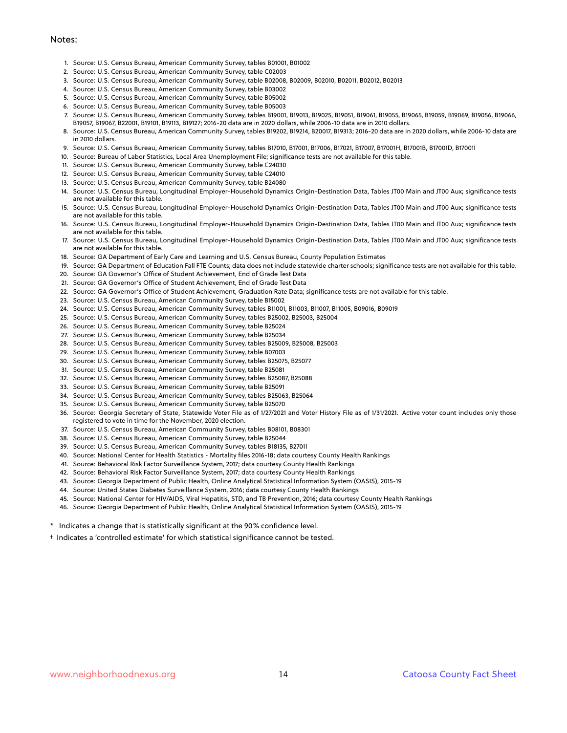Notes:

1. Source: U.S. Census Bureau, American Community Survey, tables B01001, B01002
2. Source: U.S. Census Bureau, American Community Survey, table C02003
3. Source: U.S. Census Bureau, American Community Survey, table B02008, B02009, B02010, B02011, B02012, B02013
4. Source: U.S. Census Bureau, American Community Survey, table B03002
5. Source: U.S. Census Bureau, American Community Survey, table B05002
6. Source: U.S. Census Bureau, American Community Survey, table B05003
7. Source: U.S. Census Bureau, American Community Survey, tables B19001, B19013, B19025, B19051, B19061, B19055, B19065, B19059, B19069, B19056, B19066, B19057, B19067, B22001, B19101, B19113, B19127; 2016-20 data are in 2020 dollars, while 2006-10 data are in 2010 dollars.
8. Source: U.S. Census Bureau, American Community Survey, tables B19202, B19214, B20017, B19313; 2016-20 data are in 2020 dollars, while 2006-10 data are in 2010 dollars.
9. Source: U.S. Census Bureau, American Community Survey, tables B17010, B17001, B17006, B17021, B17007, B17001H, B17001B, B17001D, B17001I
10. Source: Bureau of Labor Statistics, Local Area Unemployment File; significance tests are not available for this table.
11. Source: U.S. Census Bureau, American Community Survey, table C24030
12. Source: U.S. Census Bureau, American Community Survey, table C24010
13. Source: U.S. Census Bureau, American Community Survey, table B24080
14. Source: U.S. Census Bureau, Longitudinal Employer-Household Dynamics Origin-Destination Data, Tables JT00 Main and JT00 Aux; significance tests are not available for this table.
15. Source: U.S. Census Bureau, Longitudinal Employer-Household Dynamics Origin-Destination Data, Tables JT00 Main and JT00 Aux; significance tests are not available for this table.
16. Source: U.S. Census Bureau, Longitudinal Employer-Household Dynamics Origin-Destination Data, Tables JT00 Main and JT00 Aux; significance tests are not available for this table.
17. Source: U.S. Census Bureau, Longitudinal Employer-Household Dynamics Origin-Destination Data, Tables JT00 Main and JT00 Aux; significance tests are not available for this table.
18. Source: GA Department of Early Care and Learning and U.S. Census Bureau, County Population Estimates
19. Source: GA Department of Education Fall FTE Counts; data does not include statewide charter schools; significance tests are not available for this table.
20. Source: GA Governor's Office of Student Achievement, End of Grade Test Data
21. Source: GA Governor's Office of Student Achievement, End of Grade Test Data
22. Source: GA Governor's Office of Student Achievement, Graduation Rate Data; significance tests are not available for this table.
23. Source: U.S. Census Bureau, American Community Survey, table B15002
24. Source: U.S. Census Bureau, American Community Survey, tables B11001, B11003, B11007, B11005, B09016, B09019
25. Source: U.S. Census Bureau, American Community Survey, tables B25002, B25003, B25004
26. Source: U.S. Census Bureau, American Community Survey, table B25024
27. Source: U.S. Census Bureau, American Community Survey, table B25034
28. Source: U.S. Census Bureau, American Community Survey, tables B25009, B25008, B25003
29. Source: U.S. Census Bureau, American Community Survey, table B07003
30. Source: U.S. Census Bureau, American Community Survey, tables B25075, B25077
31. Source: U.S. Census Bureau, American Community Survey, table B25081
32. Source: U.S. Census Bureau, American Community Survey, tables B25087, B25088
33. Source: U.S. Census Bureau, American Community Survey, table B25091
34. Source: U.S. Census Bureau, American Community Survey, tables B25063, B25064
35. Source: U.S. Census Bureau, American Community Survey, table B25070
36. Source: Georgia Secretary of State, Statewide Voter File as of 1/27/2021 and Voter History File as of 1/31/2021. Active voter count includes only those registered to vote in time for the November, 2020 election.
37. Source: U.S. Census Bureau, American Community Survey, tables B08101, B08301
38. Source: U.S. Census Bureau, American Community Survey, table B25044
39. Source: U.S. Census Bureau, American Community Survey, tables B18135, B27011
40. Source: National Center for Health Statistics - Mortality files 2016-18; data courtesy County Health Rankings
41. Source: Behavioral Risk Factor Surveillance System, 2017; data courtesy County Health Rankings
42. Source: Behavioral Risk Factor Surveillance System, 2017; data courtesy County Health Rankings
43. Source: Georgia Department of Public Health, Online Analytical Statistical Information System (OASIS), 2015-19
44. Source: United States Diabetes Surveillance System, 2016; data courtesy County Health Rankings
45. Source: National Center for HIV/AIDS, Viral Hepatitis, STD, and TB Prevention, 2016; data courtesy County Health Rankings
46. Source: Georgia Department of Public Health, Online Analytical Statistical Information System (OASIS), 2015-19

\* Indicates a change that is statistically significant at the 90% confidence level.

† Indicates a 'controlled estimate' for which statistical significance cannot be tested.